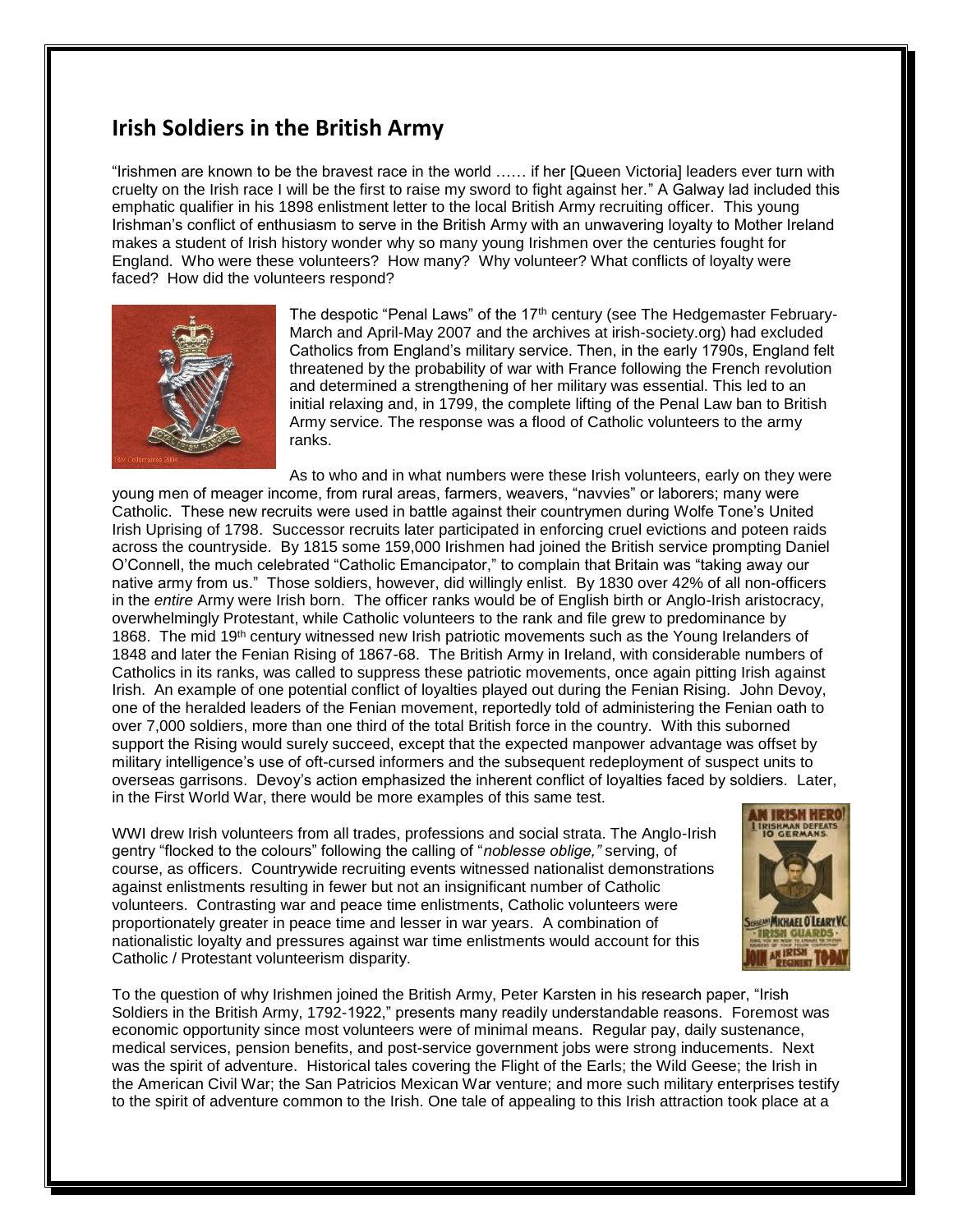## Irish Soldiers in the British Army

"Irishmen are known to be the bravest race in the world …… if her [Queen Victoria] leaders ever turn with cruelty on the Irish race I will be the first to raise my sword to fight against her." A Galway lad included this emphatic qualifier in his 1898 enlistment letter to the local British Army recruiting officer. This young Irishman's conflict of enthusiasm to serve in the British Army with an unwavering loyalty to Mother Ireland makes a student of Irish history wonder why so many young Irishmen over the centuries fought for England. Who were these volunteers? How many? Why volunteer? What conflicts of loyalty were faced? How did the volunteers respond?

The despotic "Penal Laws" of the 17th century (see The Hedgemaster February-March and April-May 2007 and the archives at irish-society.org) had excluded Catholics from England's military service. Then, in the early 1790s, England felt threatened by the probability of war with France following the French revolution and determined a strengthening of her military was essential. This led to an initial relaxing and, in 1799, the complete lifting of the Penal Law ban to British Army service. The response was a flood of Catholic volunteers to the army ranks.

As to who and in what numbers were these Irish volunteers, early on they were young men of meager income, from rural areas, farmers, weavers, "navvies" or laborers; many were Catholic. These new recruits were used in battle against their countrymen during Wolfe Tone's United Irish Uprising of 1798. Successor recruits later participated in enforcing cruel evictions and poteen raids across the countryside. By 1815 some 159,000 Irishmen had joined the British service prompting Daniel O'Connell, the much celebrated "Catholic Emancipator," to complain that Britain was "taking away our native army from us." Those soldiers, however, did willingly enlist. By 1830 over 42% of all non-officers in the *entire* Army were Irish born. The officer ranks would be of English birth or Anglo-Irish aristocracy, overwhelmingly Protestant, while Catholic volunteers to the rank and file grew to predominance by 1868. The mid 19th century witnessed new Irish patriotic movements such as the Young Irelanders of 1848 and later the Fenian Rising of 1867-68. The British Army in Ireland, with considerable numbers of Catholics in its ranks, was called to suppress these patriotic movements, once again pitting Irish against Irish. An example of one potential conflict of loyalties played out during the Fenian Rising. John Devoy, one of the heralded leaders of the Fenian movement, reportedly told of administering the Fenian oath to over 7,000 soldiers, more than one third of the total British force in the country. With this suborned support the Rising would surely succeed, except that the expected manpower advantage was offset by military intelligence's use of oft-cursed informers and the subsequent redeployment of suspect units to overseas garrisons. Devoy's action emphasized the inherent conflict of loyalties faced by soldiers. Later, in the First World War, there would be more examples of this same test.

WWI drew Irish volunteers from all trades, professions and social strata. The Anglo-Irish gentry "flocked to the colours" following the calling of "*noblesse oblige,*" serving, of course, as officers. Countrywide recruiting events witnessed nationalist demonstrations against enlistments resulting in fewer but not an insignificant number of Catholic volunteers. Contrasting war and peace time enlistments, Catholic volunteers were proportionately greater in peace time and lesser in war years. A combination of nationalistic loyalty and pressures against war time enlistments would account for this Catholic / Protestant volunteerism disparity.

To the question of why Irishmen joined the British Army, Peter Karsten in his research paper, "Irish Soldiers in the British Army, 1792-1922," presents many readily understandable reasons. Foremost was economic opportunity since most volunteers were of minimal means. Regular pay, daily sustenance, medical services, pension benefits, and post-service government jobs were strong inducements. Next was the spirit of adventure. Historical tales covering the Flight of the Earls; the Wild Geese; the Irish in the American Civil War; the San Patricios Mexican War venture; and more such military enterprises testify to the spirit of adventure common to the Irish. One tale of appealing to this Irish attraction took place at a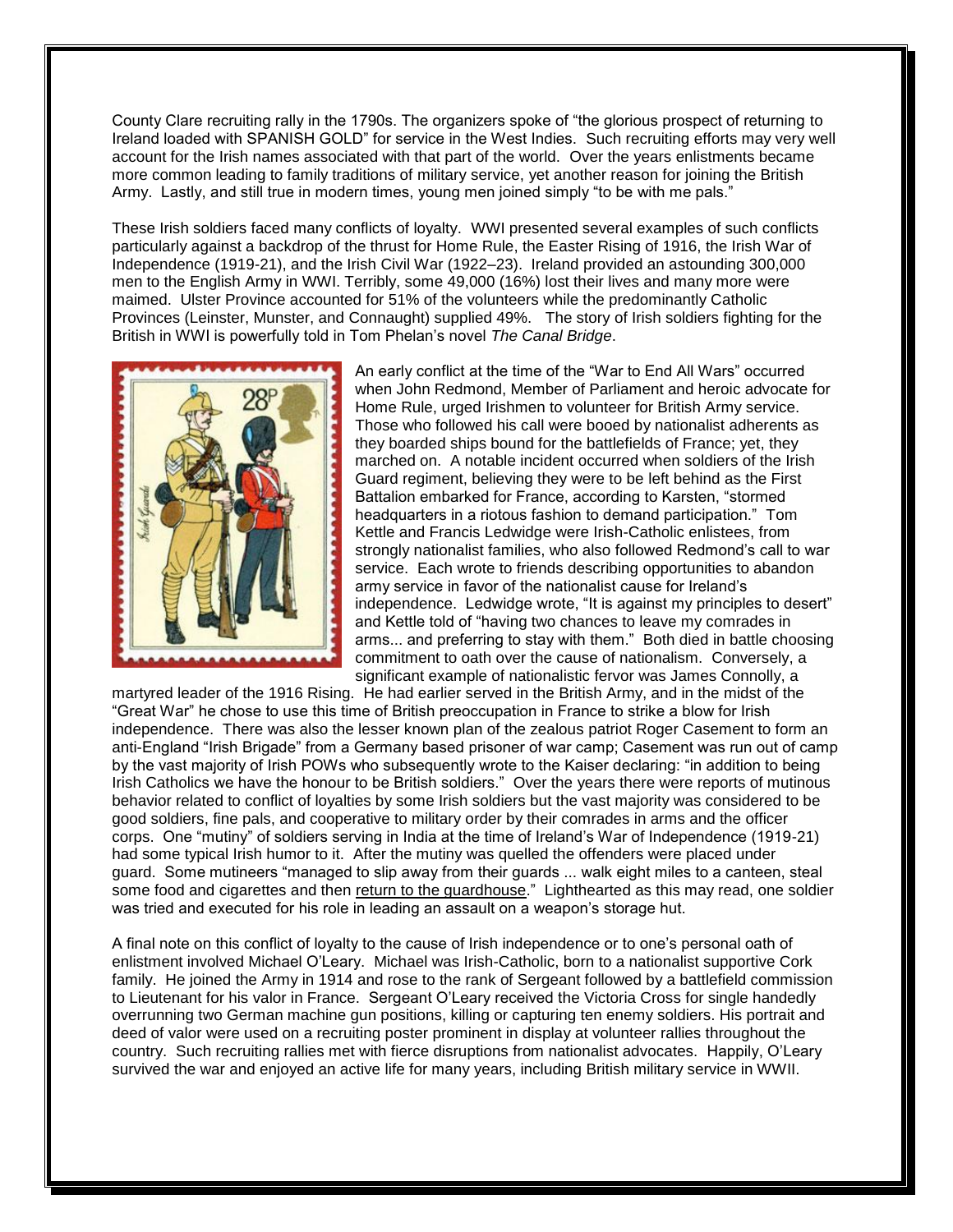County Clare recruiting rally in the 1790s. The organizers spoke of “the glorious prospect of returning to Ireland loaded with SPANISH GOLD” for service in the West Indies. Such recruiting efforts may very well account for the Irish names associated with that part of the world. Over the years enlistments became more common leading to family traditions of military service, yet another reason for joining the British Army. Lastly, and still true in modern times, young men joined simply “to be with me pals.”

These Irish soldiers faced many conflicts of loyalty. WWI presented several examples of such conflicts particularly against a backdrop of the thrust for Home Rule, the Easter Rising of 1916, the Irish War of Independence (1919-21), and the Irish Civil War (1922–23). Ireland provided an astounding 300,000 men to the English Army in WWI. Terribly, some 49,000 (16%) lost their lives and many more were maimed. Ulster Province accounted for 51% of the volunteers while the predominantly Catholic Provinces (Leinster, Munster, and Connaught) supplied 49%. The story of Irish soldiers fighting for the British in WWI is powerfully told in Tom Phelan’s novel *The Canal Bridge*.

An early conflict at the time of the “War to End All Wars” occurred when John Redmond, Member of Parliament and heroic advocate for Home Rule, urged Irishmen to volunteer for British Army service. Those who followed his call were booed by nationalist adherents as they boarded ships bound for the battlefields of France; yet, they marched on. A notable incident occurred when soldiers of the Irish Guard regiment, believing they were to be left behind as the First Battalion embarked for France, according to Karsten, “stormed headquarters in a riotous fashion to demand participation.” Tom Kettle and Francis Ledwidge were Irish-Catholic enlistees, from strongly nationalist families, who also followed Redmond’s call to war service. Each wrote to friends describing opportunities to abandon army service in favor of the nationalist cause for Ireland’s independence. Ledwidge wrote, “It is against my principles to desert” and Kettle told of “having two chances to leave my comrades in arms... and preferring to stay with them.” Both died in battle choosing commitment to oath over the cause of nationalism. Conversely, a significant example of nationalistic fervor was James Connolly, a martyred leader of the 1916 Rising. He had earlier served in the British Army, and in the midst of the “Great War” he chose to use this time of British preoccupation in France to strike a blow for Irish independence. There was also the lesser known plan of the zealous patriot Roger Casement to form an anti-England “Irish Brigade” from a Germany based prisoner of war camp; Casement was run out of camp by the vast majority of Irish POWs who subsequently wrote to the Kaiser declaring: “in addition to being Irish Catholics we have the honour to be British soldiers.” Over the years there were reports of mutinous behavior related to conflict of loyalties by some Irish soldiers but the vast majority was considered to be good soldiers, fine pals, and cooperative to military order by their comrades in arms and the officer corps. One “mutiny” of soldiers serving in India at the time of Ireland’s War of Independence (1919-21) had some typical Irish humor to it. After the mutiny was quelled the offenders were placed under guard. Some mutineers “managed to slip away from their guards ... walk eight miles to a canteen, steal some food and cigarettes and then <u>return to the guardhouse</u>.” Lighthearted as this may read, one soldier was tried and executed for his role in leading an assault on a weapon’s storage hut.

A final note on this conflict of loyalty to the cause of Irish independence or to one’s personal oath of enlistment involved Michael O’Leary. Michael was Irish-Catholic, born to a nationalist supportive Cork family. He joined the Army in 1914 and rose to the rank of Sergeant followed by a battlefield commission to Lieutenant for his valor in France. Sergeant O’Leary received the Victoria Cross for single handedly overrunning two German machine gun positions, killing or capturing ten enemy soldiers. His portrait and deed of valor were used on a recruiting poster prominent in display at volunteer rallies throughout the country. Such recruiting rallies met with fierce disruptions from nationalist advocates. Happily, O’Leary survived the war and enjoyed an active life for many years, including British military service in WWII.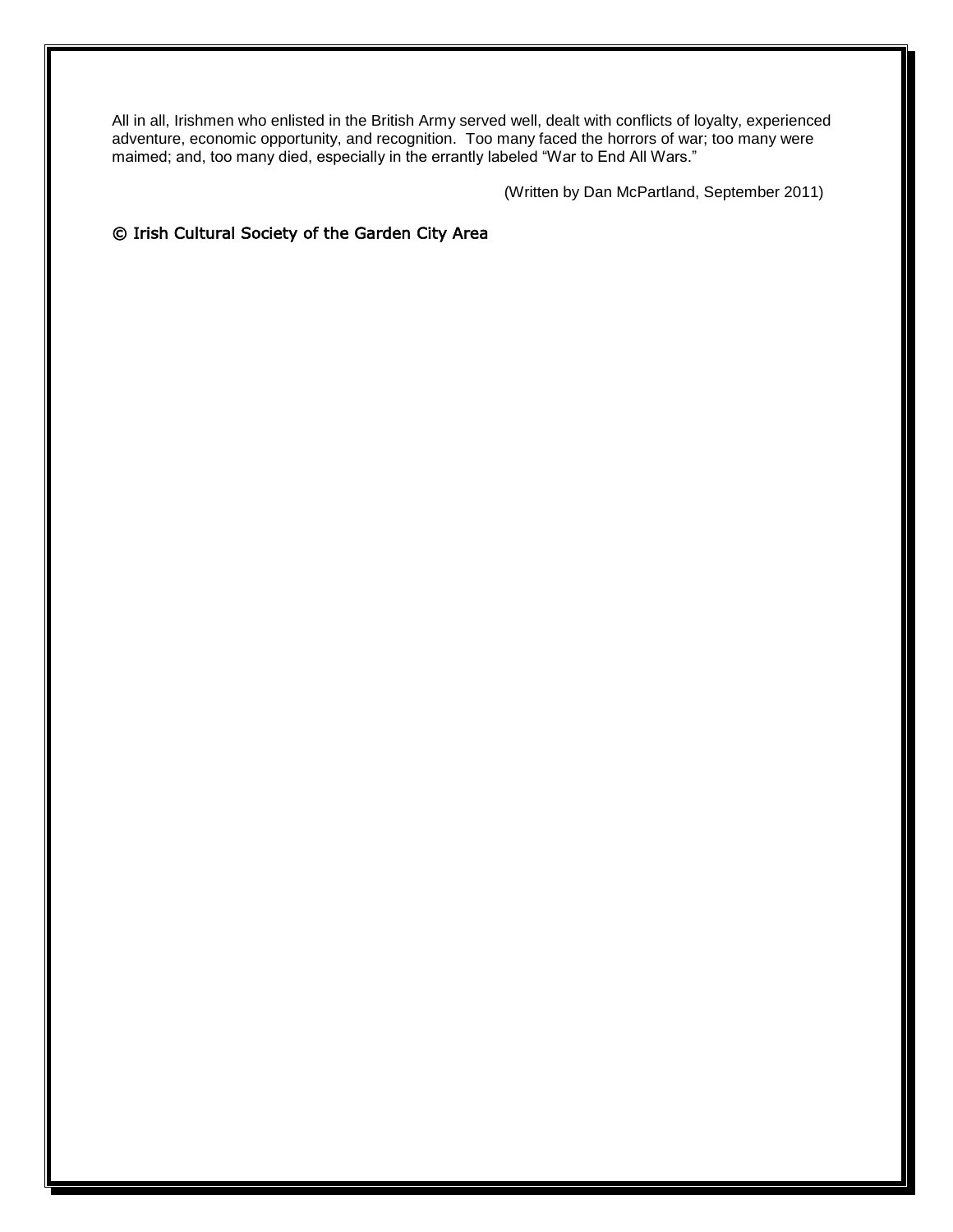All in all, Irishmen who enlisted in the British Army served well, dealt with conflicts of loyalty, experienced adventure, economic opportunity, and recognition. Too many faced the horrors of war; too many were maimed; and, too many died, especially in the errantly labeled "War to End All Wars."

(Written by Dan McPartland, September 2011)

© Irish Cultural Society of the Garden City Area